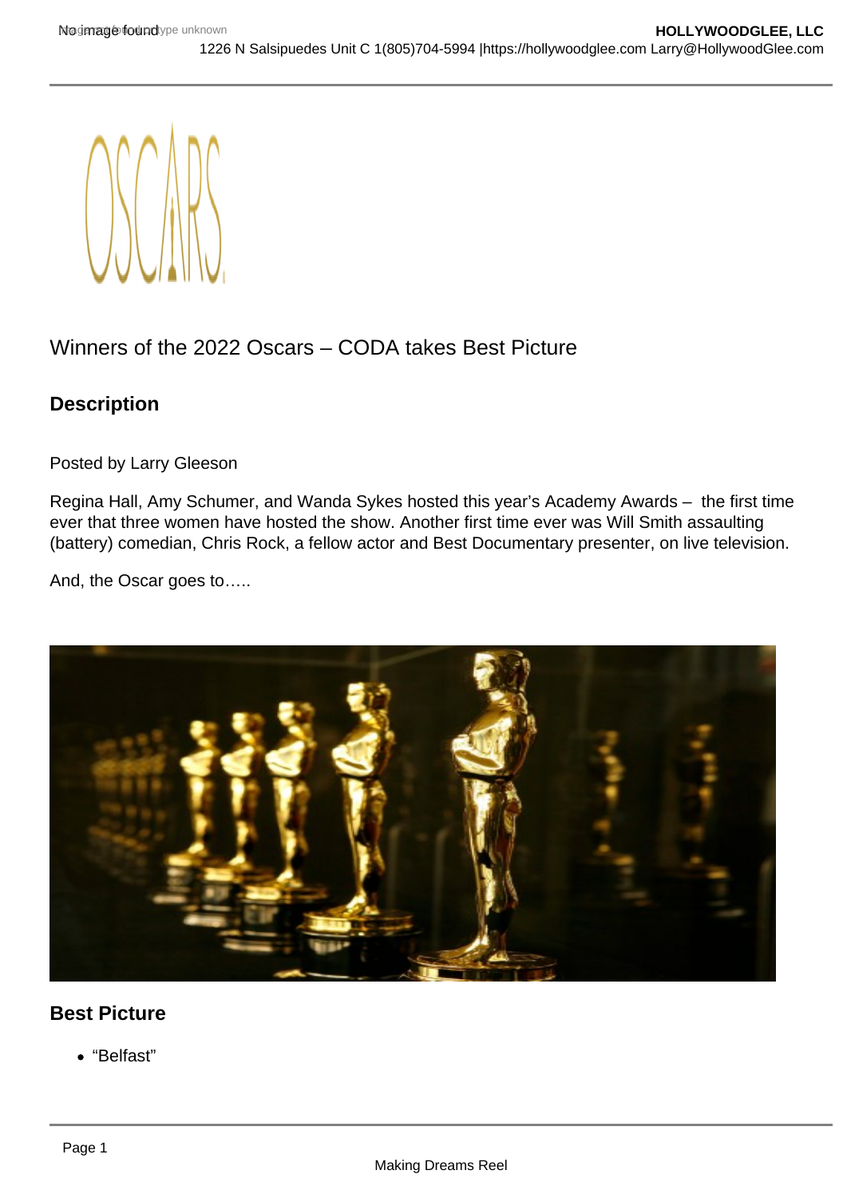Winners of the 2022 Oscars – CODA takes Best Picture

## Description

Posted by Larry Gleeson

Regina Hall, Amy Schumer, and Wanda Sykes hosted this year's Academy Awards – the first time ever that three women have hosted the show. Another first time ever was Will Smith assaulting (battery) comedian, Chris Rock, a fellow actor and Best Documentary presenter, on live television.

And, the Oscar goes to…..

## Best Picture

- "Belfast"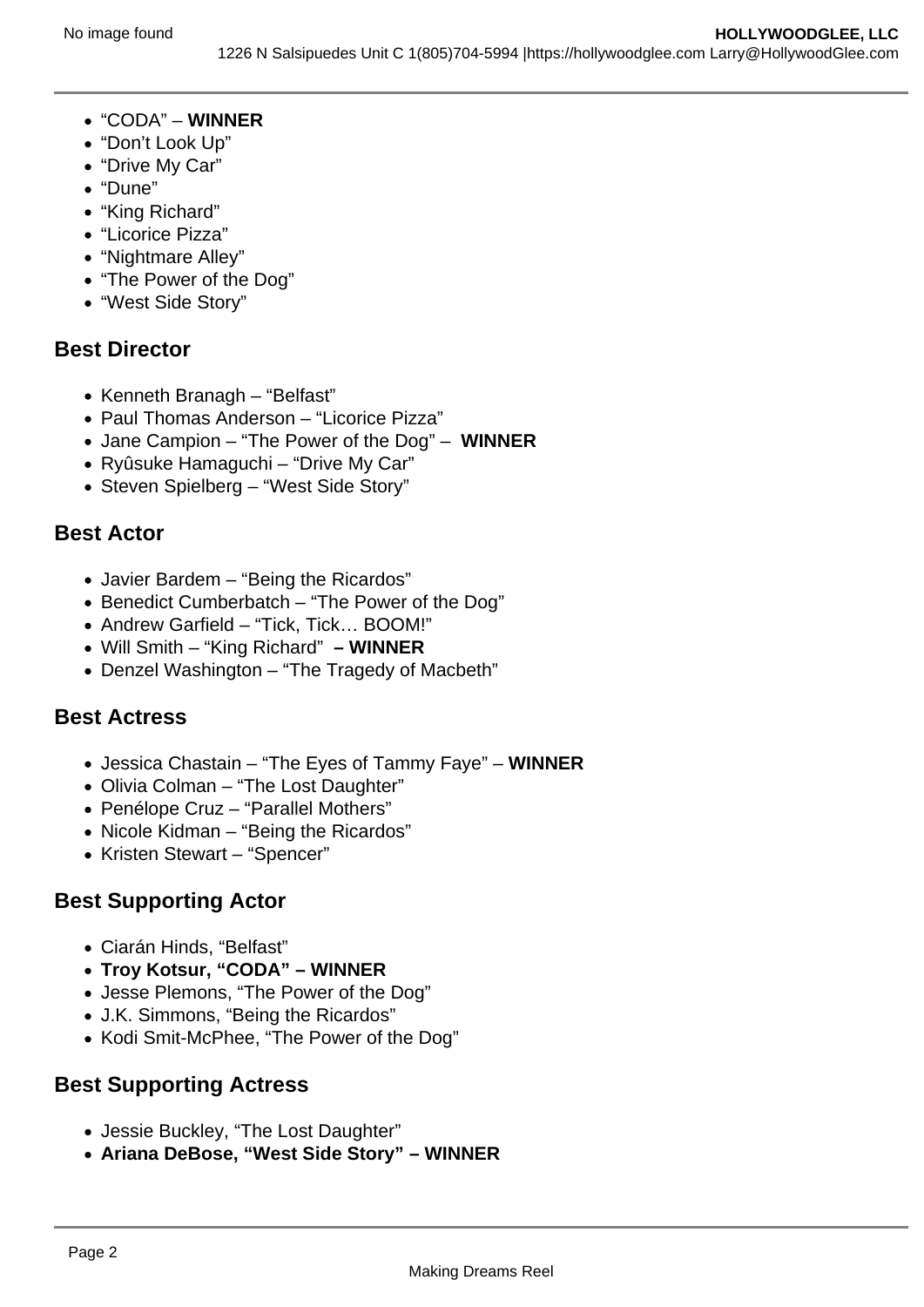- “CODA” – **WINNER**
- “Don’t Look Up”
- “Drive My Car”
- “Dune”
- “King Richard”
- “Licorice Pizza”
- “Nightmare Alley”
- “The Power of the Dog”
- “West Side Story”

## Best Director

- Kenneth Branagh – “Belfast”
- Paul Thomas Anderson – “Licorice Pizza”
- Jane Campion – “The Power of the Dog” – **WINNER**
- Ryûsuke Hamaguchi – “Drive My Car”
- Steven Spielberg – “West Side Story”

## Best Actor

- Javier Bardem – “Being the Ricardos”
- Benedict Cumberbatch – “The Power of the Dog”
- Andrew Garfield – “Tick, Tick… BOOM!”
- Will Smith – “King Richard” **– WINNER**
- Denzel Washington – “The Tragedy of Macbeth”

## Best Actress

- Jessica Chastain – “The Eyes of Tammy Faye” – **WINNER**
- Olivia Colman – “The Lost Daughter”
- Penélope Cruz – “Parallel Mothers”
- Nicole Kidman – “Being the Ricardos”
- Kristen Stewart – “Spencer”

## Best Supporting Actor

- Ciarán Hinds, “Belfast”
- **Troy Kotsur, “CODA” – WINNER**
- Jesse Plemons, “The Power of the Dog”
- J.K. Simmons, “Being the Ricardos”
- Kodi Smit-McPhee, “The Power of the Dog”

## Best Supporting Actress

- Jessie Buckley, “The Lost Daughter”
- **Ariana DeBose, “West Side Story” – WINNER**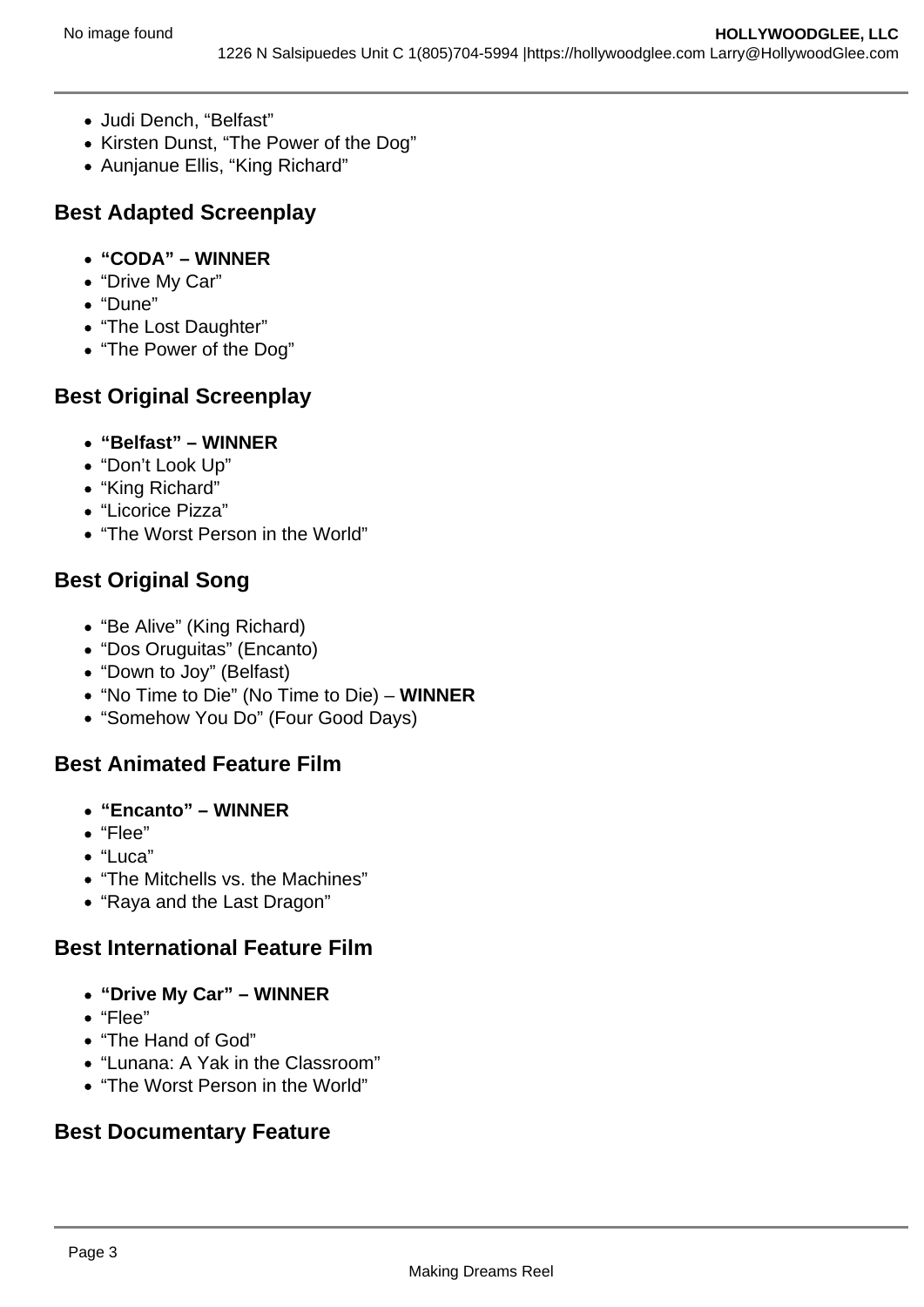- Judi Dench, “Belfast”
- Kirsten Dunst, “The Power of the Dog”
- Aunjanue Ellis, “King Richard”

## Best Adapted Screenplay

- **“CODA” – WINNER**
- “Drive My Car”
- “Dune”
- “The Lost Daughter”
- “The Power of the Dog”

## Best Original Screenplay

- **“Belfast” – WINNER**
- “Don’t Look Up”
- “King Richard”
- “Licorice Pizza”
- “The Worst Person in the World”

## Best Original Song

- “Be Alive” (King Richard)
- “Dos Oruguitas” (Encanto)
- “Down to Joy” (Belfast)
- “No Time to Die” (No Time to Die) – **WINNER**
- “Somehow You Do” (Four Good Days)

## Best Animated Feature Film

- **“Encanto” – WINNER**
- “Flee”
- “Luca”
- “The Mitchells vs. the Machines”
- “Raya and the Last Dragon”

## Best International Feature Film

- **“Drive My Car” – WINNER**
- “Flee”
- “The Hand of God”
- “Lunana: A Yak in the Classroom”
- “The Worst Person in the World”

## Best Documentary Feature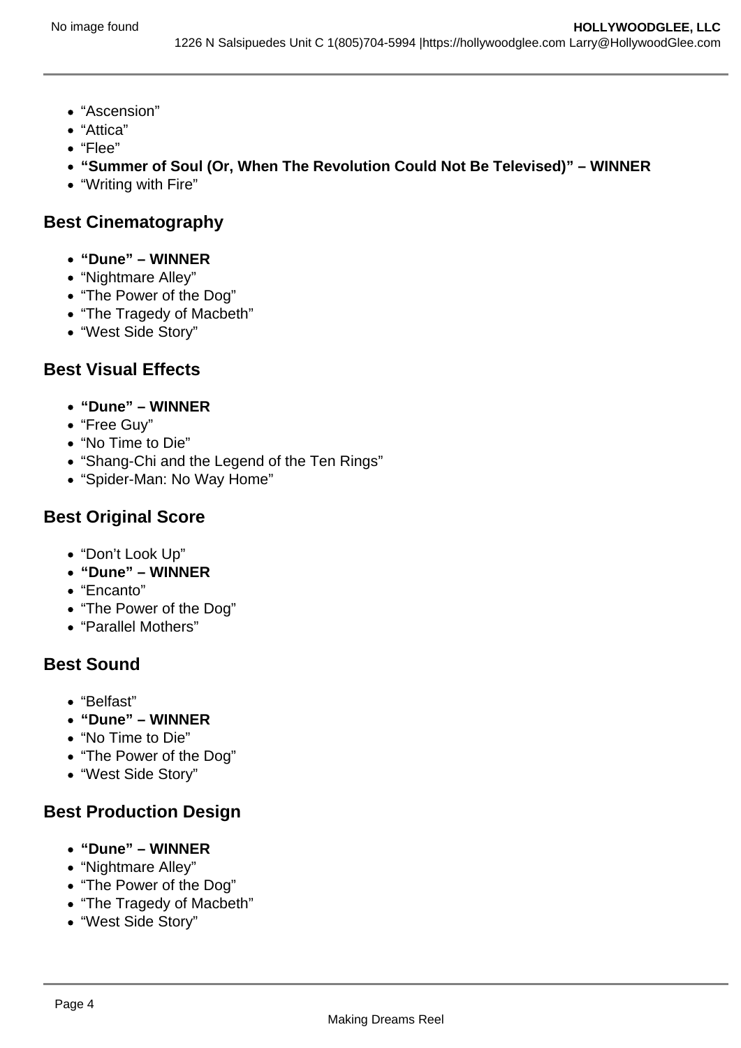- "Ascension"
- "Attica"
- "Flee"
- **"Summer of Soul (Or, When The Revolution Could Not Be Televised)" – WINNER**
- "Writing with Fire"

## Best Cinematography

- **"Dune" – WINNER**
- "Nightmare Alley"
- "The Power of the Dog"
- "The Tragedy of Macbeth"
- "West Side Story"

## Best Visual Effects

- **"Dune" – WINNER**
- "Free Guy"
- "No Time to Die"
- "Shang-Chi and the Legend of the Ten Rings"
- "Spider-Man: No Way Home"

## Best Original Score

- "Don't Look Up"
- **"Dune" – WINNER**
- "Encanto"
- "The Power of the Dog"
- "Parallel Mothers"

## Best Sound

- "Belfast"
- **"Dune" – WINNER**
- "No Time to Die"
- "The Power of the Dog"
- "West Side Story"

## Best Production Design

- **"Dune" – WINNER**
- "Nightmare Alley"
- "The Power of the Dog"
- "The Tragedy of Macbeth"
- "West Side Story"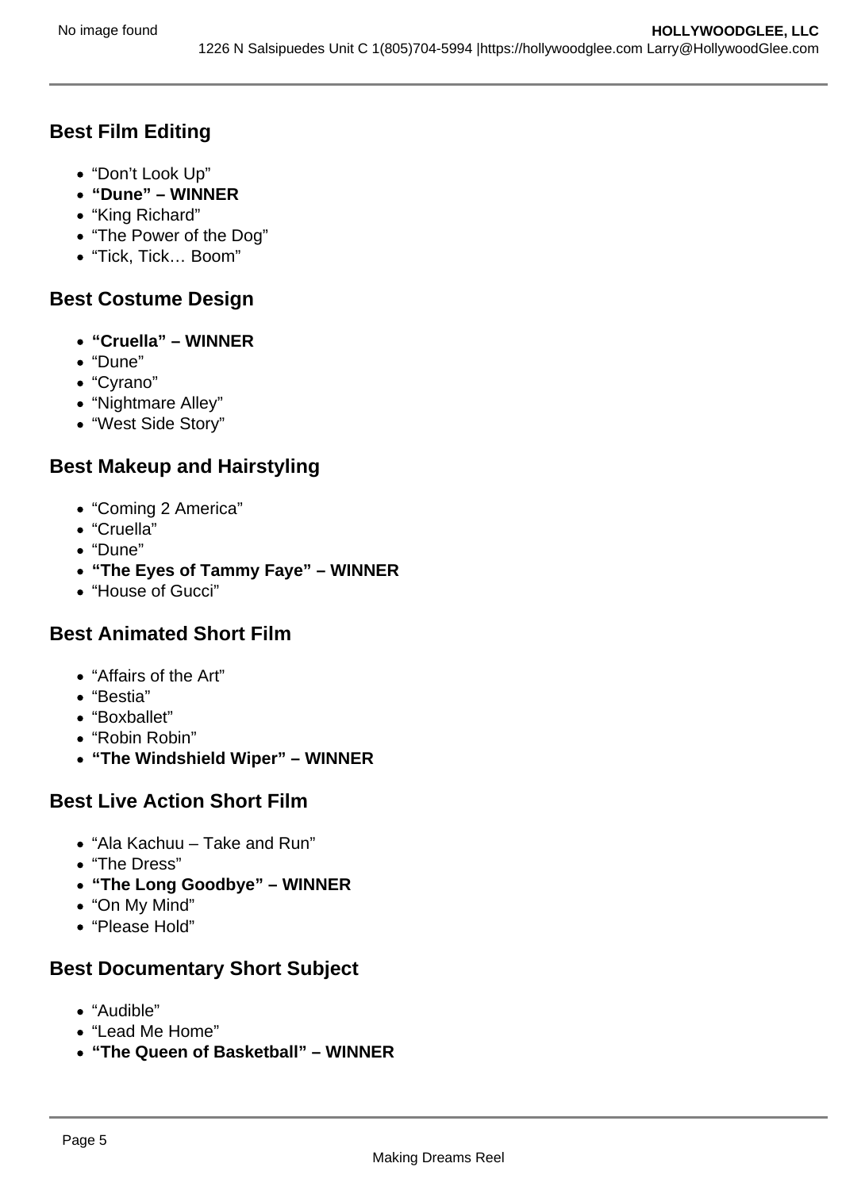## Best Film Editing

- “Don’t Look Up”
- **“Dune” – WINNER**
- “King Richard”
- “The Power of the Dog”
- “Tick, Tick… Boom”

## Best Costume Design

- **“Cruella” – WINNER**
- “Dune”
- “Cyrano”
- “Nightmare Alley”
- “West Side Story”

## Best Makeup and Hairstyling

- “Coming 2 America”
- “Cruella”
- “Dune”
- **“The Eyes of Tammy Faye” – WINNER**
- “House of Gucci”

## Best Animated Short Film

- “Affairs of the Art”
- “Bestia”
- “Boxballet”
- “Robin Robin”
- **“The Windshield Wiper” – WINNER**

## Best Live Action Short Film

- “Ala Kachuu – Take and Run”
- “The Dress”
- **“The Long Goodbye” – WINNER**
- “On My Mind”
- “Please Hold”

## Best Documentary Short Subject

- “Audible”
- “Lead Me Home”
- **“The Queen of Basketball” – WINNER**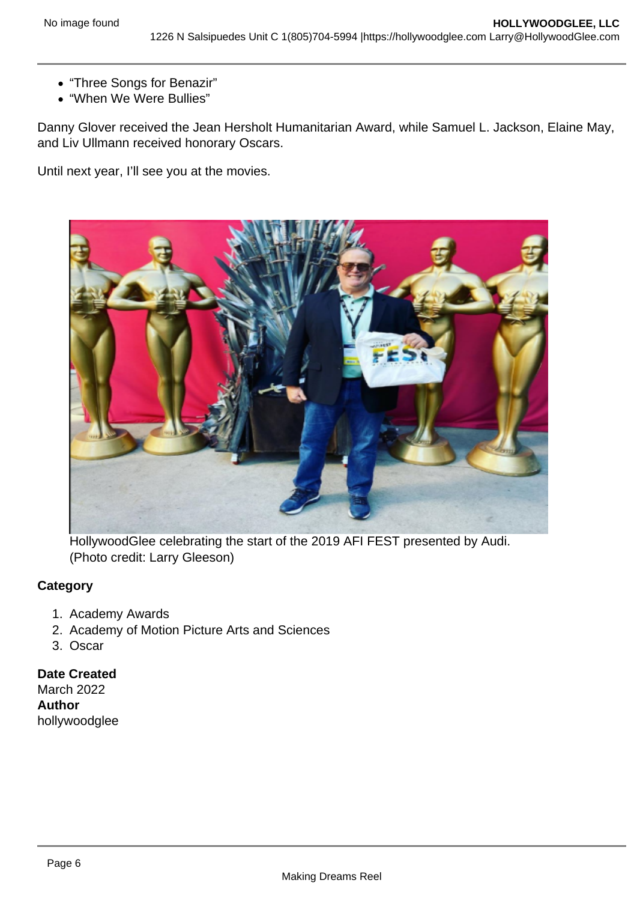- “Three Songs for Benazir”
- “When We Were Bullies”

Danny Glover received the Jean Hersholt Humanitarian Award, while Samuel L. Jackson, Elaine May, and Liv Ullmann received honorary Oscars.

Until next year, I’ll see you at the movies.

HollywoodGlee celebrating the start of the 2019 AFI FEST presented by Audi. (Photo credit: Larry Gleeson)

**Category**

1. Academy Awards
2. Academy of Motion Picture Arts and Sciences
3. Oscar

**Date Created**
March 2022
**Author**
hollywoodglee